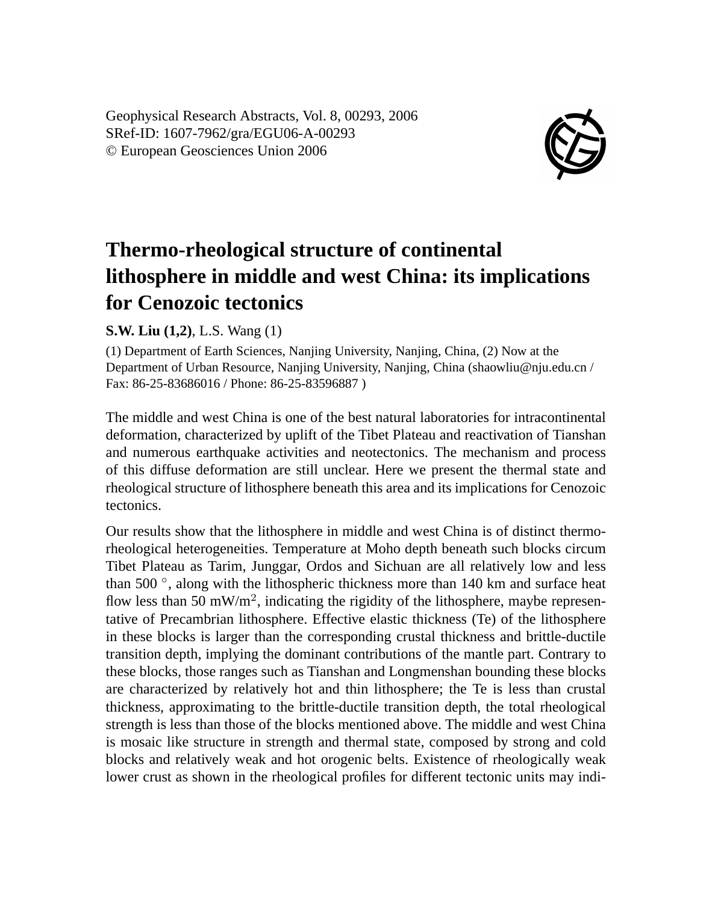Geophysical Research Abstracts, Vol. 8, 00293, 2006

SRef-ID: 1607-7962/gra/EGU06-A-00293

© European Geosciences Union 2006

# Thermo-rheological structure of continental lithosphere in middle and west China: its implications for Cenozoic tectonics

**S.W. Liu (1,2)**, L.S. Wang (1)

(1) Department of Earth Sciences, Nanjing University, Nanjing, China, (2) Now at the Department of Urban Resource, Nanjing University, Nanjing, China (shaowliu@nju.edu.cn / Fax: 86-25-83686016 / Phone: 86-25-83596887 )

The middle and west China is one of the best natural laboratories for intracontinental deformation, characterized by uplift of the Tibet Plateau and reactivation of Tianshan and numerous earthquake activities and neotectonics. The mechanism and process of this diffuse deformation are still unclear. Here we present the thermal state and rheological structure of lithosphere beneath this area and its implications for Cenozoic tectonics.

Our results show that the lithosphere in middle and west China is of distinct thermo-rheological heterogeneities. Temperature at Moho depth beneath such blocks circum Tibet Plateau as Tarim, Junggar, Ordos and Sichuan are all relatively low and less than 500 °, along with the lithospheric thickness more than 140 km and surface heat flow less than 50 mW/m$^2$, indicating the rigidity of the lithosphere, maybe representative of Precambrian lithosphere. Effective elastic thickness (Te) of the lithosphere in these blocks is larger than the corresponding crustal thickness and brittle-ductile transition depth, implying the dominant contributions of the mantle part. Contrary to these blocks, those ranges such as Tianshan and Longmenshan bounding these blocks are characterized by relatively hot and thin lithosphere; the Te is less than crustal thickness, approximating to the brittle-ductile transition depth, the total rheological strength is less than those of the blocks mentioned above. The middle and west China is mosaic like structure in strength and thermal state, composed by strong and cold blocks and relatively weak and hot orogenic belts. Existence of rheologically weak lower crust as shown in the rheological profiles for different tectonic units may indi-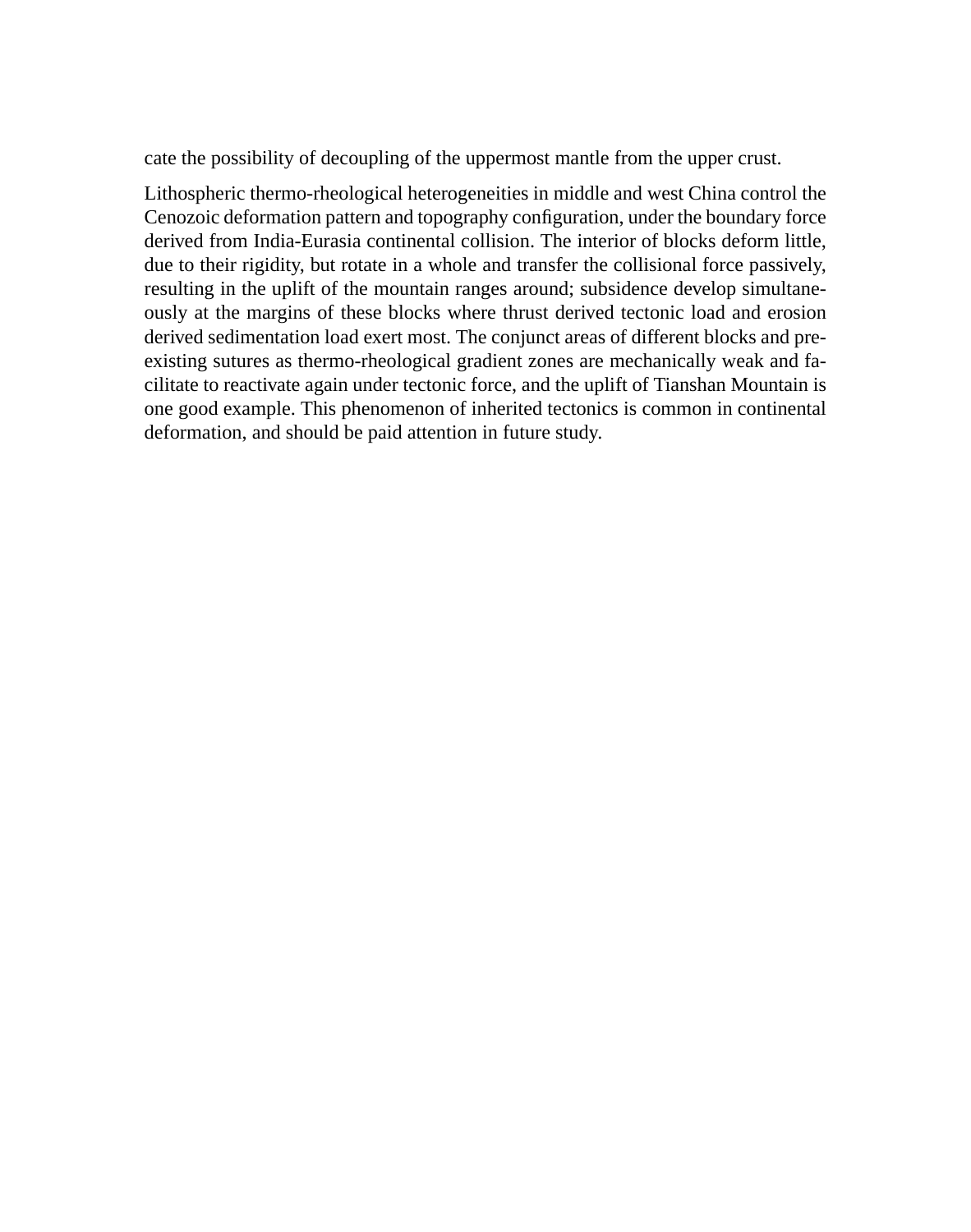cate the possibility of decoupling of the uppermost mantle from the upper crust.

Lithospheric thermo-rheological heterogeneities in middle and west China control the Cenozoic deformation pattern and topography configuration, under the boundary force derived from India-Eurasia continental collision. The interior of blocks deform little, due to their rigidity, but rotate in a whole and transfer the collisional force passively, resulting in the uplift of the mountain ranges around; subsidence develop simultaneously at the margins of these blocks where thrust derived tectonic load and erosion derived sedimentation load exert most. The conjunct areas of different blocks and pre-existing sutures as thermo-rheological gradient zones are mechanically weak and facilitate to reactivate again under tectonic force, and the uplift of Tianshan Mountain is one good example. This phenomenon of inherited tectonics is common in continental deformation, and should be paid attention in future study.